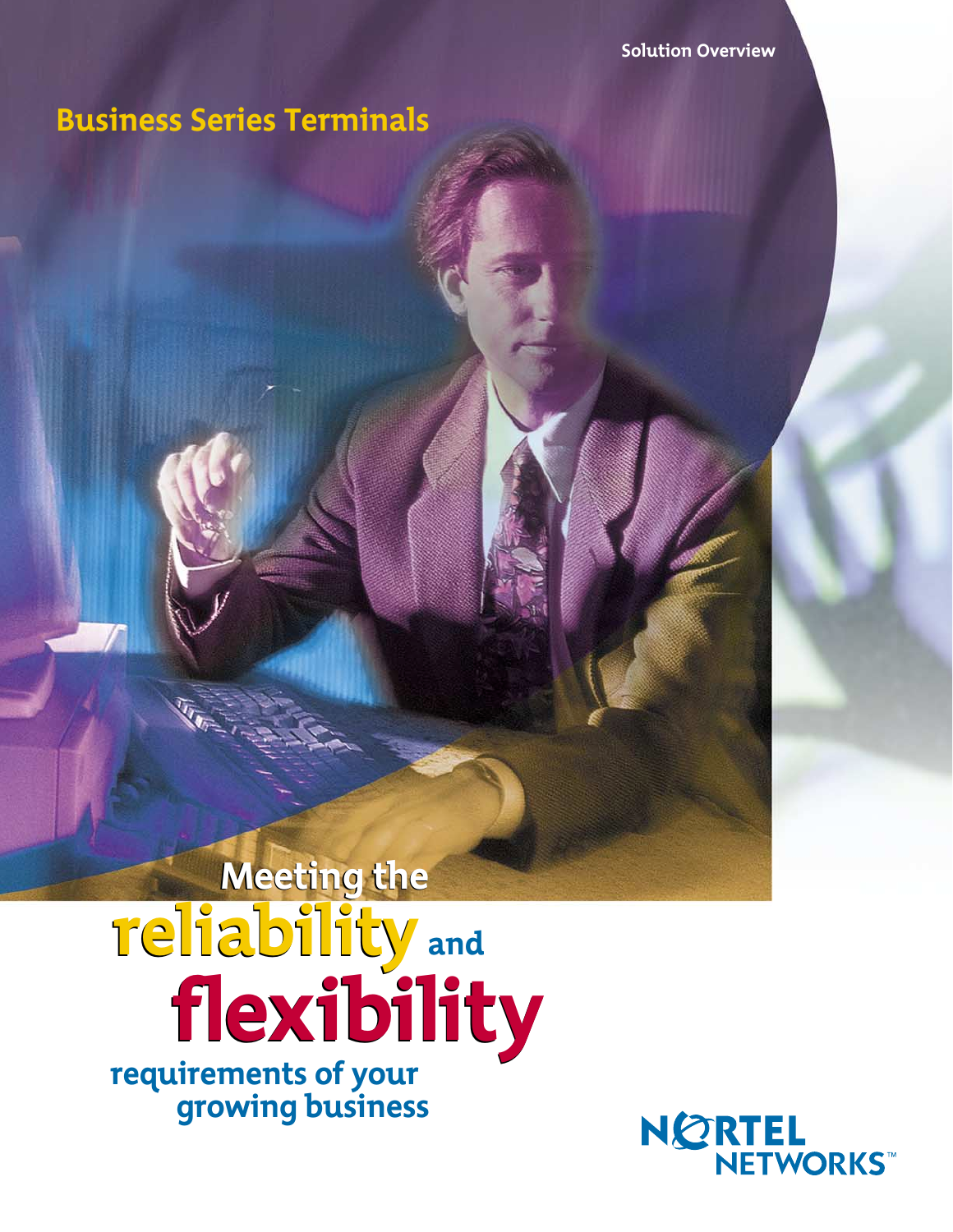Solution Overview

# Business Series Terminals

## Meeting the reliability and flexibility requirements of your growing business

NORTEL NETWORKS™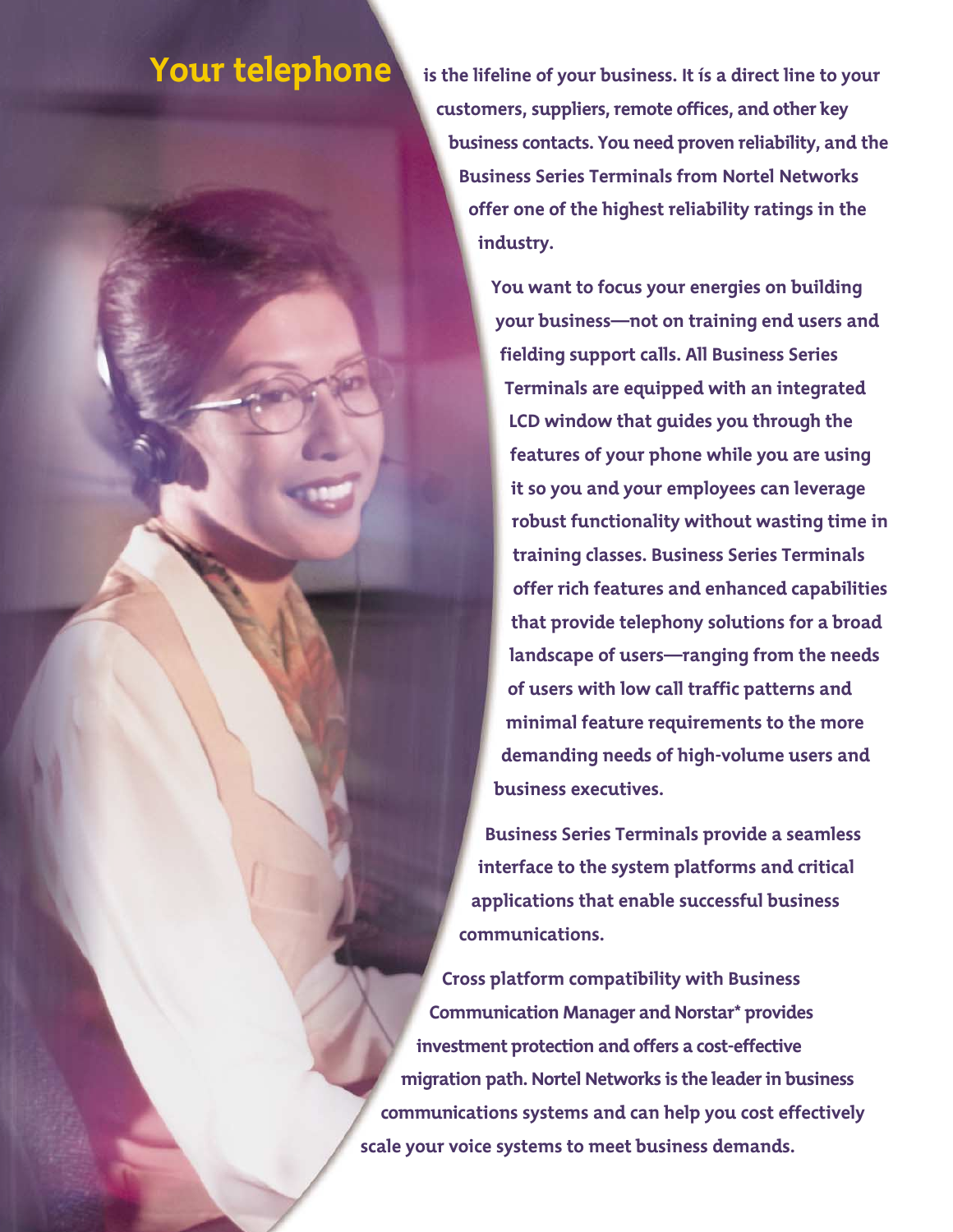**Your telephone** is the lifeline of your business. It is a direct line to your customers, suppliers, remote offices, and other key business contacts. You need proven reliability, and the Business Series Terminals from Nortel Networks offer one of the highest reliability ratings in the industry.

You want to focus your energies on building your business—not on training end users and fielding support calls. All Business Series Terminals are equipped with an integrated LCD window that guides you through the features of your phone while you are using it so you and your employees can leverage robust functionality without wasting time in training classes. Business Series Terminals offer rich features and enhanced capabilities that provide telephony solutions for a broad landscape of users—ranging from the needs of users with low call traffic patterns and minimal feature requirements to the more demanding needs of high-volume users and business executives.

Business Series Terminals provide a seamless interface to the system platforms and critical applications that enable successful business communications.

Cross platform compatibility with Business Communication Manager and Norstar* provides investment protection and offers a cost-effective migration path. Nortel Networks is the leader in business communications systems and can help you cost effectively scale your voice systems to meet business demands.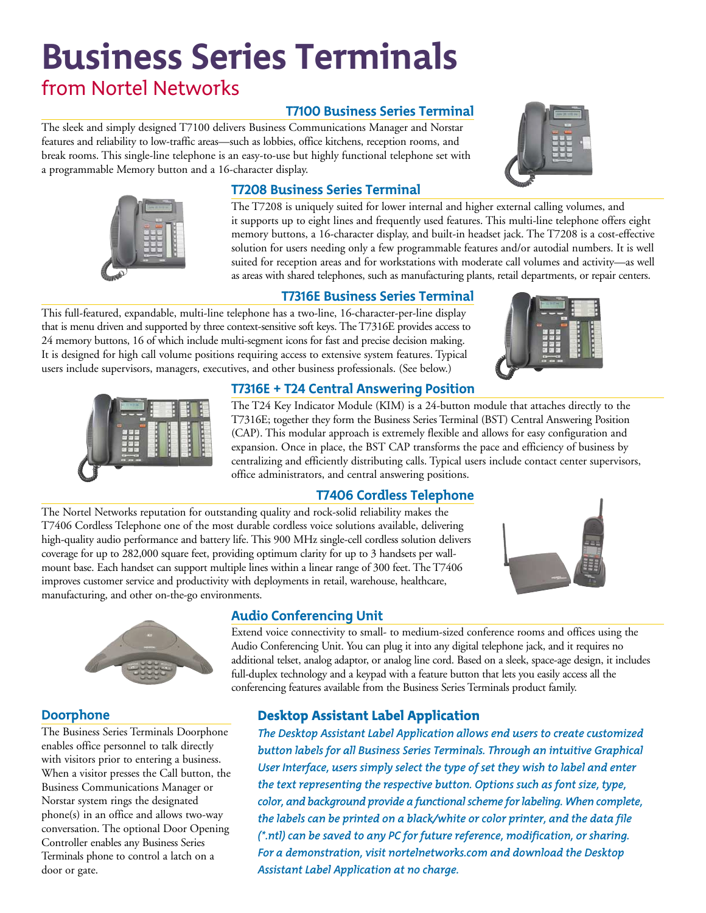# Business Series Terminals

## from Nortel Networks

### T7100 Business Series Terminal

The sleek and simply designed T7100 delivers Business Communications Manager and Norstar features and reliability to low-traffic areas—such as lobbies, office kitchens, reception rooms, and break rooms. This single-line telephone is an easy-to-use but highly functional telephone set with a programmable Memory button and a 16-character display.

### T7208 Business Series Terminal

The T7208 is uniquely suited for lower internal and higher external calling volumes, and it supports up to eight lines and frequently used features. This multi-line telephone offers eight memory buttons, a 16-character display, and built-in headset jack. The T7208 is a cost-effective solution for users needing only a few programmable features and/or autodial numbers. It is well suited for reception areas and for workstations with moderate call volumes and activity—as well as areas with shared telephones, such as manufacturing plants, retail departments, or repair centers.

### T7316E Business Series Terminal

This full-featured, expandable, multi-line telephone has a two-line, 16-character-per-line display that is menu driven and supported by three context-sensitive soft keys. The T7316E provides access to 24 memory buttons, 16 of which include multi-segment icons for fast and precise decision making. It is designed for high call volume positions requiring access to extensive system features. Typical users include supervisors, managers, executives, and other business professionals. (See below.)

### T7316E + T24 Central Answering Position

The T24 Key Indicator Module (KIM) is a 24-button module that attaches directly to the T7316E; together they form the Business Series Terminal (BST) Central Answering Position (CAP). This modular approach is extremely flexible and allows for easy configuration and expansion. Once in place, the BST CAP transforms the pace and efficiency of business by centralizing and efficiently distributing calls. Typical users include contact center supervisors, office administrators, and central answering positions.

### T7406 Cordless Telephone

The Nortel Networks reputation for outstanding quality and rock-solid reliability makes the T7406 Cordless Telephone one of the most durable cordless voice solutions available, delivering high-quality audio performance and battery life. This 900 MHz single-cell cordless solution delivers coverage for up to 282,000 square feet, providing optimum clarity for up to 3 handsets per wall-mount base. Each handset can support multiple lines within a linear range of 300 feet. The T7406 improves customer service and productivity with deployments in retail, warehouse, healthcare, manufacturing, and other on-the-go environments.

### Audio Conferencing Unit

Extend voice connectivity to small- to medium-sized conference rooms and offices using the Audio Conferencing Unit. You can plug it into any digital telephone jack, and it requires no additional telset, analog adaptor, or analog line cord. Based on a sleek, space-age design, it includes full-duplex technology and a keypad with a feature button that lets you easily access all the conferencing features available from the Business Series Terminals product family.

### Doorphone

The Business Series Terminals Doorphone enables office personnel to talk directly with visitors prior to entering a business. When a visitor presses the Call button, the Business Communications Manager or Norstar system rings the designated phone(s) in an office and allows two-way conversation. The optional Door Opening Controller enables any Business Series Terminals phone to control a latch on a door or gate.

### Desktop Assistant Label Application

*The Desktop Assistant Label Application allows end users to create customized button labels for all Business Series Terminals. Through an intuitive Graphical User Interface, users simply select the type of set they wish to label and enter the text representing the respective button. Options such as font size, type, color, and background provide a functional scheme for labeling. When complete, the labels can be printed on a black/white or color printer, and the data file (*.ntl) can be saved to any PC for future reference, modification, or sharing. For a demonstration, visit nortelnetworks.com and download the Desktop Assistant Label Application at no charge.*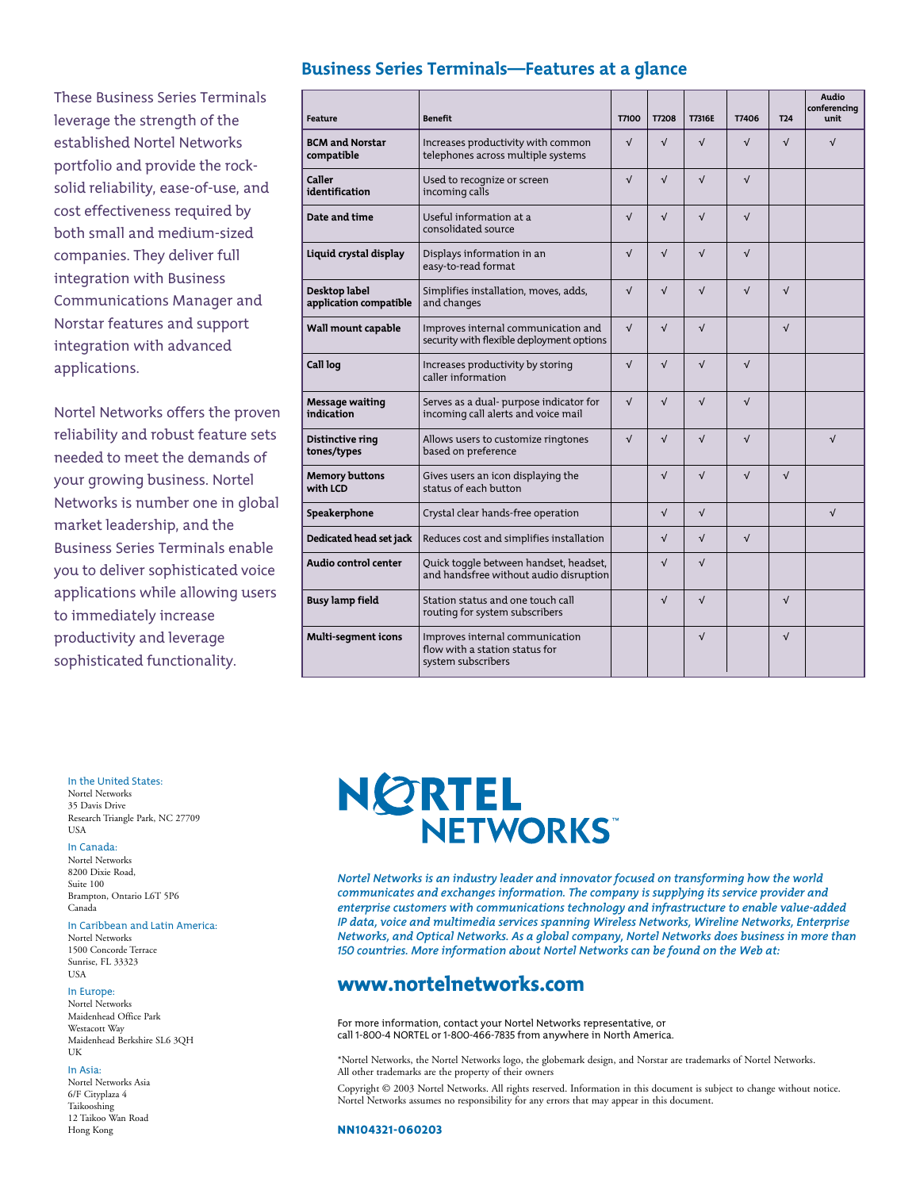These Business Series Terminals leverage the strength of the established Nortel Networks portfolio and provide the rock-solid reliability, ease-of-use, and cost effectiveness required by both small and medium-sized companies. They deliver full integration with Business Communications Manager and Norstar features and support integration with advanced applications.

Nortel Networks offers the proven reliability and robust feature sets needed to meet the demands of your growing business. Nortel Networks is number one in global market leadership, and the Business Series Terminals enable you to deliver sophisticated voice applications while allowing users to immediately increase productivity and leverage sophisticated functionality.

## Business Series Terminals—Features at a glance

| Feature | Benefit | T7100 | T7208 | T7316E | T7406 | T24 | Audio conferencing unit |
|---|---|---|---|---|---|---|---|
| **BCM and Norstar compatible** | Increases productivity with common telephones across multiple systems | √ | √ | √ | √ | √ | √ |
| **Caller identification** | Used to recognize or screen incoming calls | √ | √ | √ | √ | | |
| **Date and time** | Useful information at a consolidated source | √ | √ | √ | √ | | |
| **Liquid crystal display** | Displays information in an easy-to-read format | √ | √ | √ | √ | | |
| **Desktop label application compatible** | Simplifies installation, moves, adds, and changes | √ | √ | √ | √ | √ | |
| **Wall mount capable** | Improves internal communication and security with flexible deployment options | √ | √ | √ | | √ | |
| **Call log** | Increases productivity by storing caller information | √ | √ | √ | √ | | |
| **Message waiting indication** | Serves as a dual- purpose indicator for incoming call alerts and voice mail | √ | √ | √ | √ | | |
| **Distinctive ring tones/types** | Allows users to customize ringtones based on preference | √ | √ | √ | √ | | √ |
| **Memory buttons with LCD** | Gives users an icon displaying the status of each button | | √ | √ | √ | √ | |
| **Speakerphone** | Crystal clear hands-free operation | | √ | √ | | | √ |
| **Dedicated head set jack** | Reduces cost and simplifies installation | | √ | √ | √ | | |
| **Audio control center** | Quick toggle between handset, headset, and handsfree without audio disruption | | √ | √ | | | |
| **Busy lamp field** | Station status and one touch call routing for system subscribers | | √ | √ | | √ | |
| **Multi-segment icons** | Improves internal communication flow with a station status for system subscribers | | | √ | | √ | |

In the United States:
Nortel Networks
35 Davis Drive
Research Triangle Park, NC 27709
USA

In Canada:
Nortel Networks
8200 Dixie Road,
Suite 100
Brampton, Ontario L6T 5P6
Canada

In Caribbean and Latin America:
Nortel Networks
1500 Concorde Terrace
Sunrise, FL 33323
USA

In Europe:
Nortel Networks
Maidenhead Office Park
Westacott Way
Maidenhead Berkshire SL6 3QH
UK

In Asia:
Nortel Networks Asia
6/F Cityplaza 4
Taikooshing
12 Taikoo Wan Road
Hong Kong

NORTEL NETWORKS™

*Nortel Networks is an industry leader and innovator focused on transforming how the world communicates and exchanges information. The company is supplying its service provider and enterprise customers with communications technology and infrastructure to enable value-added IP data, voice and multimedia services spanning Wireless Networks, Wireline Networks, Enterprise Networks, and Optical Networks. As a global company, Nortel Networks does business in more than 150 countries. More information about Nortel Networks can be found on the Web at:*

**www.nortelnetworks.com**

For more information, contact your Nortel Networks representative, or call 1-800-4 NORTEL or 1-800-466-7835 from anywhere in North America.

*Nortel Networks, the Nortel Networks logo, the globemark design, and Norstar are trademarks of Nortel Networks. All other trademarks are the property of their owners

Copyright © 2003 Nortel Networks. All rights reserved. Information in this document is subject to change without notice. Nortel Networks assumes no responsibility for any errors that may appear in this document.

**NN104321-060203**